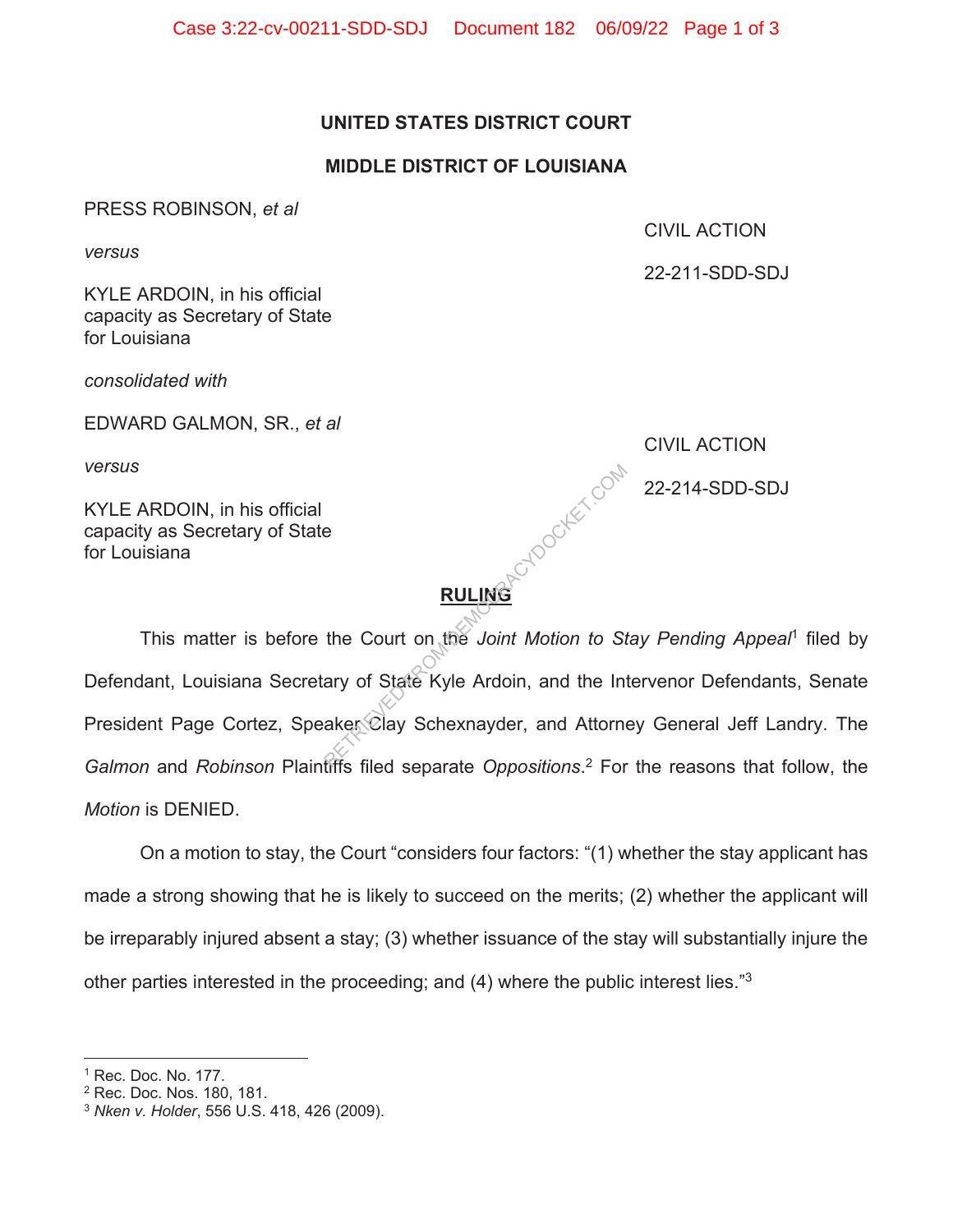**UNITED STATES DISTRICT COURT**

**MIDDLE DISTRICT OF LOUISIANA**

PRESS ROBINSON, *et al*

*versus*

KYLE ARDOIN, in his official capacity as Secretary of State for Louisiana

CIVIL ACTION

22-211-SDD-SDJ

*consolidated with*

EDWARD GALMON, SR., *et al*

*versus*

KYLE ARDOIN, in his official capacity as Secretary of State for Louisiana

CIVIL ACTION

22-214-SDD-SDJ

**RULING**

This matter is before the Court on the *Joint Motion to Stay Pending Appeal*[1] filed by Defendant, Louisiana Secretary of State Kyle Ardoin, and the Intervenor Defendants, Senate President Page Cortez, Speaker Clay Schexnayder, and Attorney General Jeff Landry. The *Galmon* and *Robinson* Plaintiffs filed separate *Oppositions*.[2] For the reasons that follow, the *Motion* is DENIED.

On a motion to stay, the Court "considers four factors: "(1) whether the stay applicant has made a strong showing that he is likely to succeed on the merits; (2) whether the applicant will be irreparably injured absent a stay; (3) whether issuance of the stay will substantially injure the other parties interested in the proceeding; and (4) where the public interest lies."[3]

---

[1] Rec. Doc. No. 177.

[2] Rec. Doc. Nos. 180, 181.

[3] *Nken v. Holder*, 556 U.S. 418, 426 (2009).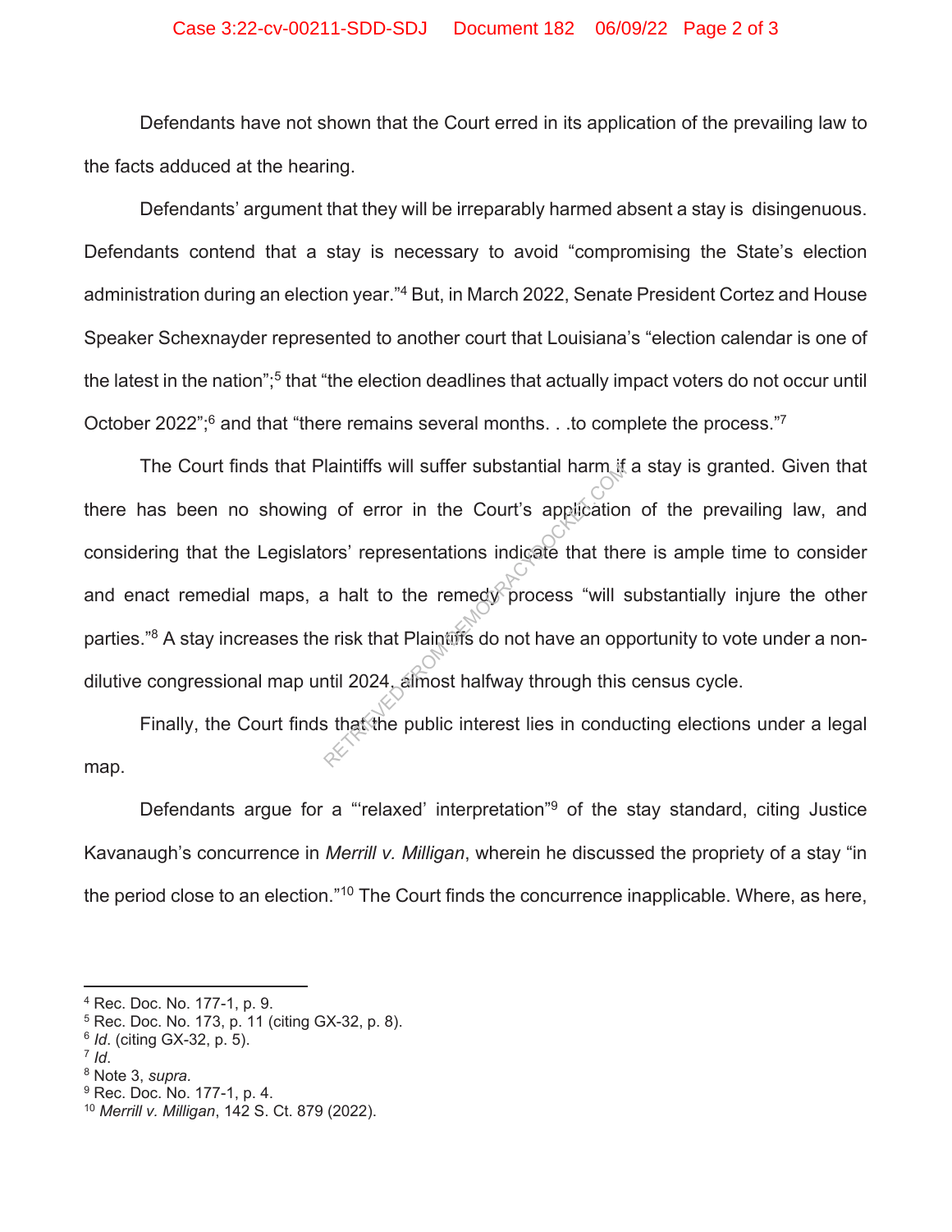Defendants have not shown that the Court erred in its application of the prevailing law to the facts adduced at the hearing.

Defendants' argument that they will be irreparably harmed absent a stay is disingenuous. Defendants contend that a stay is necessary to avoid "compromising the State's election administration during an election year."[4] But, in March 2022, Senate President Cortez and House Speaker Schexnayder represented to another court that Louisiana's "election calendar is one of the latest in the nation";[5] that "the election deadlines that actually impact voters do not occur until October 2022";[6] and that "there remains several months. . .to complete the process."[7]

The Court finds that Plaintiffs will suffer substantial harm if a stay is granted. Given that there has been no showing of error in the Court's application of the prevailing law, and considering that the Legislators' representations indicate that there is ample time to consider and enact remedial maps, a halt to the remedy process "will substantially injure the other parties."[8] A stay increases the risk that Plaintiffs do not have an opportunity to vote under a non-dilutive congressional map until 2024, almost halfway through this census cycle.

Finally, the Court finds that the public interest lies in conducting elections under a legal map.

Defendants argue for a "'relaxed' interpretation"[9] of the stay standard, citing Justice Kavanaugh's concurrence in *Merrill v. Milligan*, wherein he discussed the propriety of a stay "in the period close to an election."[10] The Court finds the concurrence inapplicable. Where, as here,

---

[4] Rec. Doc. No. 177-1, p. 9.
[5] Rec. Doc. No. 173, p. 11 (citing GX-32, p. 8).
[6] *Id*. (citing GX-32, p. 5).
[7] *Id*.
[8] Note 3, *supra*.
[9] Rec. Doc. No. 177-1, p. 4.
[10] *Merrill v. Milligan*, 142 S. Ct. 879 (2022).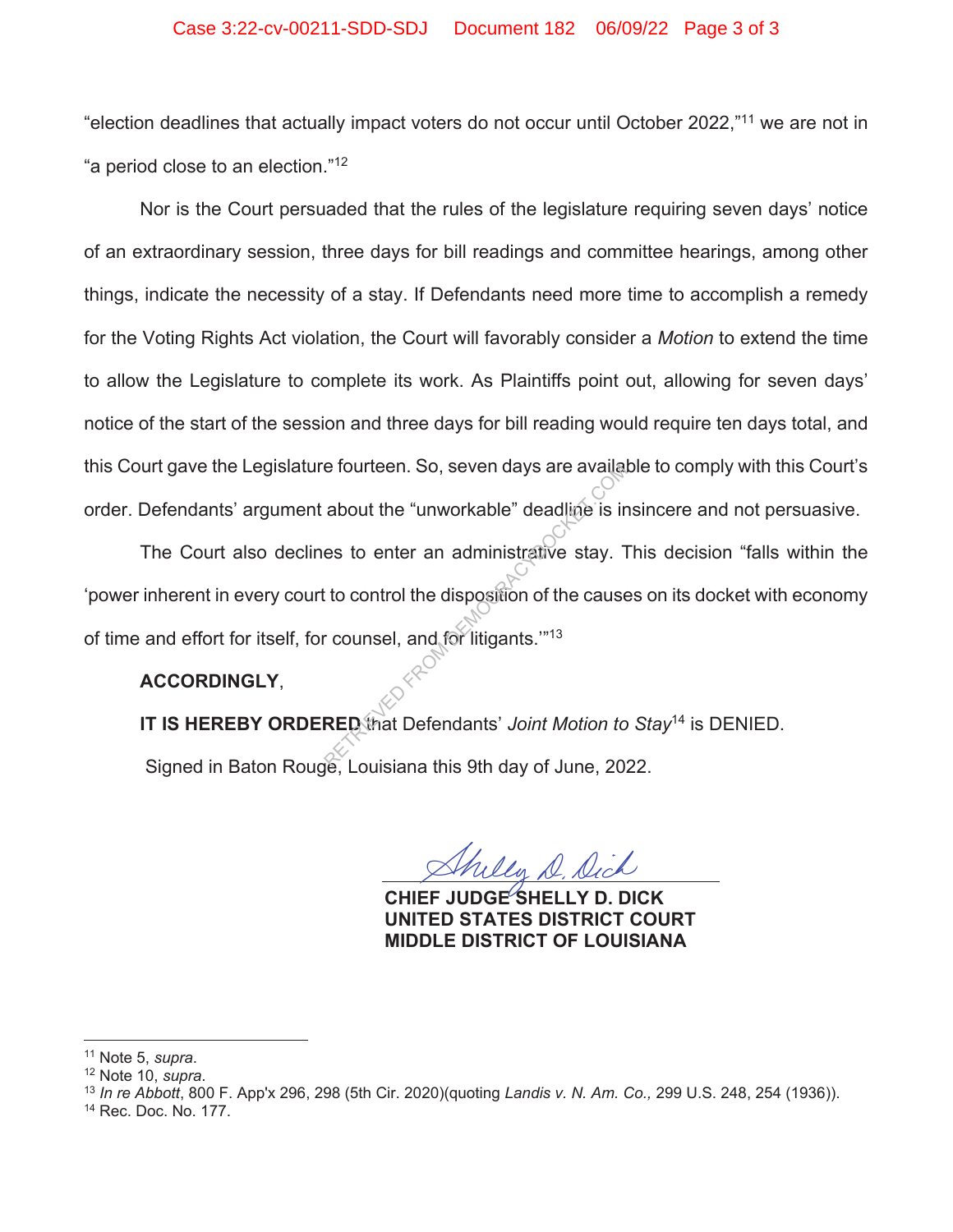"election deadlines that actually impact voters do not occur until October 2022,"[11] we are not in "a period close to an election."[12]

Nor is the Court persuaded that the rules of the legislature requiring seven days' notice of an extraordinary session, three days for bill readings and committee hearings, among other things, indicate the necessity of a stay. If Defendants need more time to accomplish a remedy for the Voting Rights Act violation, the Court will favorably consider a *Motion* to extend the time to allow the Legislature to complete its work. As Plaintiffs point out, allowing for seven days' notice of the start of the session and three days for bill reading would require ten days total, and this Court gave the Legislature fourteen. So, seven days are available to comply with this Court's order. Defendants' argument about the "unworkable" deadline is insincere and not persuasive.

The Court also declines to enter an administrative stay. This decision "falls within the 'power inherent in every court to control the disposition of the causes on its docket with economy of time and effort for itself, for counsel, and for litigants.'"[13]

**ACCORDINGLY**,

**IT IS HEREBY ORDERED** that Defendants' *Joint Motion to Stay*[14] is DENIED.

Signed in Baton Rouge, Louisiana this 9th day of June, 2022.

*Shelly D. Dick*

**CHIEF JUDGE SHELLY D. DICK**
**UNITED STATES DISTRICT COURT**
**MIDDLE DISTRICT OF LOUISIANA**

---

[11] Note 5, *supra*.
[12] Note 10, *supra*.
[13] *In re Abbott*, 800 F. App'x 296, 298 (5th Cir. 2020)(quoting *Landis v. N. Am. Co.,* 299 U.S. 248, 254 (1936)).
[14] Rec. Doc. No. 177.